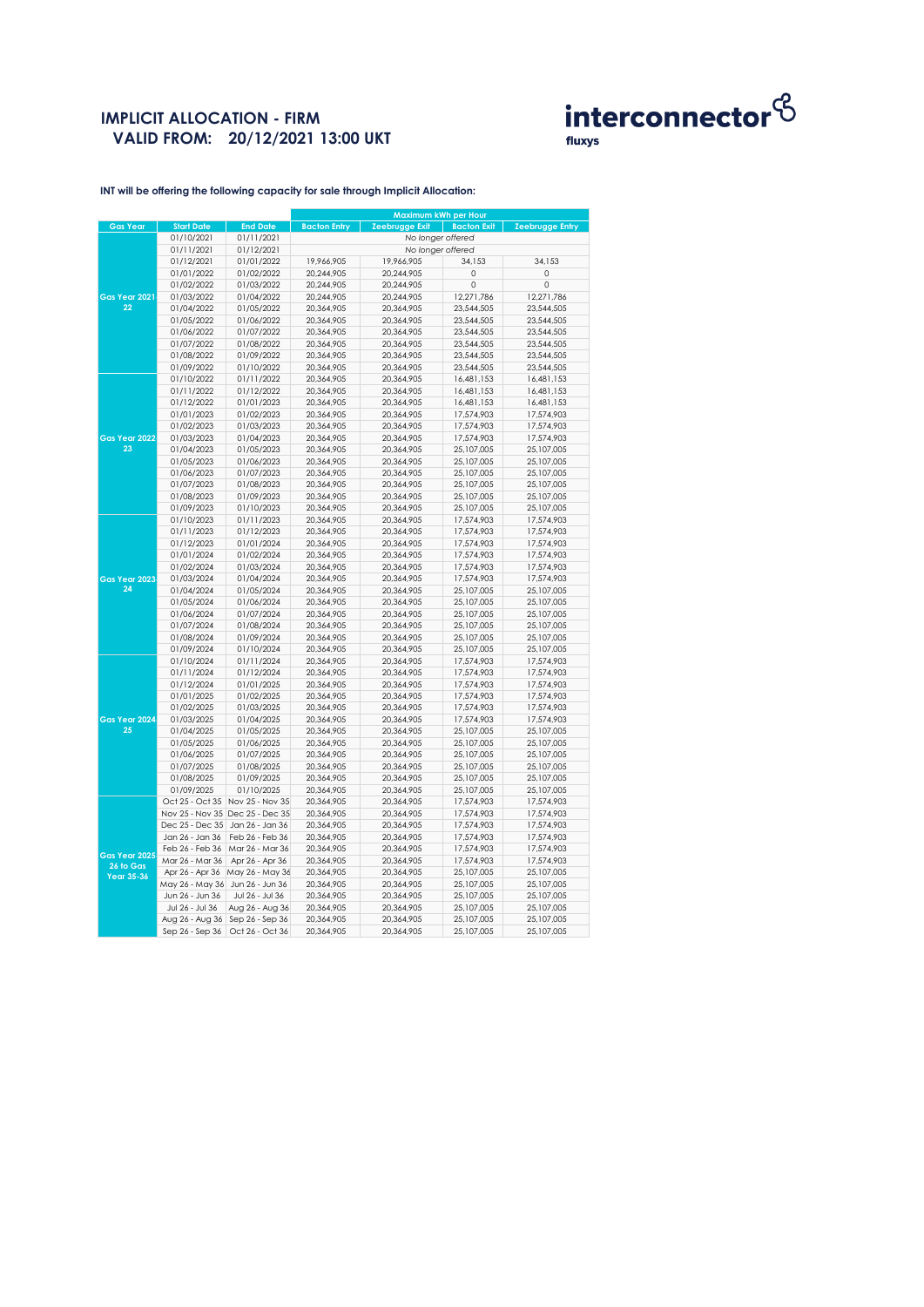# IMPLICIT ALLOCATION - FIRM
## VALID FROM: 20/12/2021 13:00 UKT

interconnector fluxys

**INT will be offering the following capacity for sale through Implicit Allocation:**

| Gas Year | Start Date | End Date | Maximum kWh per Hour | | | |
|---|---|---|---|---|---|---|
| | | | Bacton Entry | Zeebrugge Exit | Bacton Exit | Zeebrugge Entry |
| Gas Year 2021 22 | 01/10/2021 | 01/11/2021 | *No longer offered* | | | |
| | 01/11/2021 | 01/12/2021 | *No longer offered* | | | |
| | 01/12/2021 | 01/01/2022 | 19,966,905 | 19,966,905 | 34,153 | 34,153 |
| | 01/01/2022 | 01/02/2022 | 20,244,905 | 20,244,905 | 0 | 0 |
| | 01/02/2022 | 01/03/2022 | 20,244,905 | 20,244,905 | 0 | 0 |
| | 01/03/2022 | 01/04/2022 | 20,244,905 | 20,244,905 | 12,271,786 | 12,271,786 |
| | 01/04/2022 | 01/05/2022 | 20,364,905 | 20,364,905 | 23,544,505 | 23,544,505 |
| | 01/05/2022 | 01/06/2022 | 20,364,905 | 20,364,905 | 23,544,505 | 23,544,505 |
| | 01/06/2022 | 01/07/2022 | 20,364,905 | 20,364,905 | 23,544,505 | 23,544,505 |
| | 01/07/2022 | 01/08/2022 | 20,364,905 | 20,364,905 | 23,544,505 | 23,544,505 |
| | 01/08/2022 | 01/09/2022 | 20,364,905 | 20,364,905 | 23,544,505 | 23,544,505 |
| | 01/09/2022 | 01/10/2022 | 20,364,905 | 20,364,905 | 23,544,505 | 23,544,505 |
| Gas Year 2022 23 | 01/10/2022 | 01/11/2022 | 20,364,905 | 20,364,905 | 16,481,153 | 16,481,153 |
| | 01/11/2022 | 01/12/2022 | 20,364,905 | 20,364,905 | 16,481,153 | 16,481,153 |
| | 01/12/2022 | 01/01/2023 | 20,364,905 | 20,364,905 | 16,481,153 | 16,481,153 |
| | 01/01/2023 | 01/02/2023 | 20,364,905 | 20,364,905 | 17,574,903 | 17,574,903 |
| | 01/02/2023 | 01/03/2023 | 20,364,905 | 20,364,905 | 17,574,903 | 17,574,903 |
| | 01/03/2023 | 01/04/2023 | 20,364,905 | 20,364,905 | 17,574,903 | 17,574,903 |
| | 01/04/2023 | 01/05/2023 | 20,364,905 | 20,364,905 | 25,107,005 | 25,107,005 |
| | 01/05/2023 | 01/06/2023 | 20,364,905 | 20,364,905 | 25,107,005 | 25,107,005 |
| | 01/06/2023 | 01/07/2023 | 20,364,905 | 20,364,905 | 25,107,005 | 25,107,005 |
| | 01/07/2023 | 01/08/2023 | 20,364,905 | 20,364,905 | 25,107,005 | 25,107,005 |
| | 01/08/2023 | 01/09/2023 | 20,364,905 | 20,364,905 | 25,107,005 | 25,107,005 |
| | 01/09/2023 | 01/10/2023 | 20,364,905 | 20,364,905 | 25,107,005 | 25,107,005 |
| Gas Year 2023 24 | 01/10/2023 | 01/11/2023 | 20,364,905 | 20,364,905 | 17,574,903 | 17,574,903 |
| | 01/11/2023 | 01/12/2023 | 20,364,905 | 20,364,905 | 17,574,903 | 17,574,903 |
| | 01/12/2023 | 01/01/2024 | 20,364,905 | 20,364,905 | 17,574,903 | 17,574,903 |
| | 01/01/2024 | 01/02/2024 | 20,364,905 | 20,364,905 | 17,574,903 | 17,574,903 |
| | 01/02/2024 | 01/03/2024 | 20,364,905 | 20,364,905 | 17,574,903 | 17,574,903 |
| | 01/03/2024 | 01/04/2024 | 20,364,905 | 20,364,905 | 17,574,903 | 17,574,903 |
| | 01/04/2024 | 01/05/2024 | 20,364,905 | 20,364,905 | 25,107,005 | 25,107,005 |
| | 01/05/2024 | 01/06/2024 | 20,364,905 | 20,364,905 | 25,107,005 | 25,107,005 |
| | 01/06/2024 | 01/07/2024 | 20,364,905 | 20,364,905 | 25,107,005 | 25,107,005 |
| | 01/07/2024 | 01/08/2024 | 20,364,905 | 20,364,905 | 25,107,005 | 25,107,005 |
| | 01/08/2024 | 01/09/2024 | 20,364,905 | 20,364,905 | 25,107,005 | 25,107,005 |
| | 01/09/2024 | 01/10/2024 | 20,364,905 | 20,364,905 | 25,107,005 | 25,107,005 |
| Gas Year 2024 25 | 01/10/2024 | 01/11/2024 | 20,364,905 | 20,364,905 | 17,574,903 | 17,574,903 |
| | 01/11/2024 | 01/12/2024 | 20,364,905 | 20,364,905 | 17,574,903 | 17,574,903 |
| | 01/12/2024 | 01/01/2025 | 20,364,905 | 20,364,905 | 17,574,903 | 17,574,903 |
| | 01/01/2025 | 01/02/2025 | 20,364,905 | 20,364,905 | 17,574,903 | 17,574,903 |
| | 01/02/2025 | 01/03/2025 | 20,364,905 | 20,364,905 | 17,574,903 | 17,574,903 |
| | 01/03/2025 | 01/04/2025 | 20,364,905 | 20,364,905 | 17,574,903 | 17,574,903 |
| | 01/04/2025 | 01/05/2025 | 20,364,905 | 20,364,905 | 25,107,005 | 25,107,005 |
| | 01/05/2025 | 01/06/2025 | 20,364,905 | 20,364,905 | 25,107,005 | 25,107,005 |
| | 01/06/2025 | 01/07/2025 | 20,364,905 | 20,364,905 | 25,107,005 | 25,107,005 |
| | 01/07/2025 | 01/08/2025 | 20,364,905 | 20,364,905 | 25,107,005 | 25,107,005 |
| | 01/08/2025 | 01/09/2025 | 20,364,905 | 20,364,905 | 25,107,005 | 25,107,005 |
| | 01/09/2025 | 01/10/2025 | 20,364,905 | 20,364,905 | 25,107,005 | 25,107,005 |
| Gas Year 2025 26 to Gas Year 35-36 | Oct 25 - Oct 35 | Nov 25 - Nov 35 | 20,364,905 | 20,364,905 | 17,574,903 | 17,574,903 |
| | Nov 25 - Nov 35 | Dec 25 - Dec 35 | 20,364,905 | 20,364,905 | 17,574,903 | 17,574,903 |
| | Dec 25 - Dec 35 | Jan 26 - Jan 36 | 20,364,905 | 20,364,905 | 17,574,903 | 17,574,903 |
| | Jan 26 - Jan 36 | Feb 26 - Feb 36 | 20,364,905 | 20,364,905 | 17,574,903 | 17,574,903 |
| | Feb 26 - Feb 36 | Mar 26 - Mar 36 | 20,364,905 | 20,364,905 | 17,574,903 | 17,574,903 |
| | Mar 26 - Mar 36 | Apr 26 - Apr 36 | 20,364,905 | 20,364,905 | 17,574,903 | 17,574,903 |
| | Apr 26 - Apr 36 | May 26 - May 36 | 20,364,905 | 20,364,905 | 25,107,005 | 25,107,005 |
| | May 26 - May 36 | Jun 26 - Jun 36 | 20,364,905 | 20,364,905 | 25,107,005 | 25,107,005 |
| | Jun 26 - Jun 36 | Jul 26 - Jul 36 | 20,364,905 | 20,364,905 | 25,107,005 | 25,107,005 |
| | Jul 26 - Jul 36 | Aug 26 - Aug 36 | 20,364,905 | 20,364,905 | 25,107,005 | 25,107,005 |
| | Aug 26 - Aug 36 | Sep 26 - Sep 36 | 20,364,905 | 20,364,905 | 25,107,005 | 25,107,005 |
| | Sep 26 - Sep 36 | Oct 26 - Oct 36 | 20,364,905 | 20,364,905 | 25,107,005 | 25,107,005 |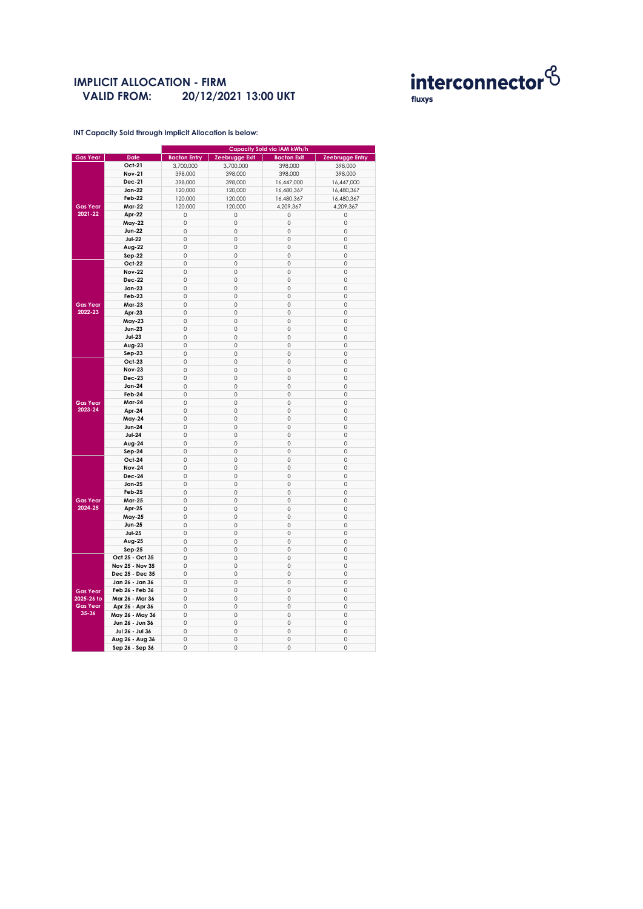# IMPLICIT ALLOCATION - FIRM

**VALID FROM: 20/12/2021 13:00 UKT**

interconnector fluxys

**INT Capacity Sold through Implicit Allocation is below:**

| Gas Year | Date | Capacity Sold via IAM kWh/h | | | |
|---|---|---|---|---|---|
| | | Bacton Entry | Zeebrugge Exit | Bacton Exit | Zeebrugge Entry |
| Gas Year 2021-22 | Oct-21 | 3,700,000 | 3,700,000 | 398,000 | 398,000 |
| | Nov-21 | 398,000 | 398,000 | 398,000 | 398,000 |
| | Dec-21 | 398,000 | 398,000 | 16,447,000 | 16,447,000 |
| | Jan-22 | 120,000 | 120,000 | 16,480,367 | 16,480,367 |
| | Feb-22 | 120,000 | 120,000 | 16,480,367 | 16,480,367 |
| | Mar-22 | 120,000 | 120,000 | 4,209,367 | 4,209,367 |
| | Apr-22 | 0 | 0 | 0 | 0 |
| | May-22 | 0 | 0 | 0 | 0 |
| | Jun-22 | 0 | 0 | 0 | 0 |
| | Jul-22 | 0 | 0 | 0 | 0 |
| | Aug-22 | 0 | 0 | 0 | 0 |
| | Sep-22 | 0 | 0 | 0 | 0 |
| Gas Year 2022-23 | Oct-22 | 0 | 0 | 0 | 0 |
| | Nov-22 | 0 | 0 | 0 | 0 |
| | Dec-22 | 0 | 0 | 0 | 0 |
| | Jan-23 | 0 | 0 | 0 | 0 |
| | Feb-23 | 0 | 0 | 0 | 0 |
| | Mar-23 | 0 | 0 | 0 | 0 |
| | Apr-23 | 0 | 0 | 0 | 0 |
| | May-23 | 0 | 0 | 0 | 0 |
| | Jun-23 | 0 | 0 | 0 | 0 |
| | Jul-23 | 0 | 0 | 0 | 0 |
| | Aug-23 | 0 | 0 | 0 | 0 |
| | Sep-23 | 0 | 0 | 0 | 0 |
| Gas Year 2023-24 | Oct-23 | 0 | 0 | 0 | 0 |
| | Nov-23 | 0 | 0 | 0 | 0 |
| | Dec-23 | 0 | 0 | 0 | 0 |
| | Jan-24 | 0 | 0 | 0 | 0 |
| | Feb-24 | 0 | 0 | 0 | 0 |
| | Mar-24 | 0 | 0 | 0 | 0 |
| | Apr-24 | 0 | 0 | 0 | 0 |
| | May-24 | 0 | 0 | 0 | 0 |
| | Jun-24 | 0 | 0 | 0 | 0 |
| | Jul-24 | 0 | 0 | 0 | 0 |
| | Aug-24 | 0 | 0 | 0 | 0 |
| | Sep-24 | 0 | 0 | 0 | 0 |
| Gas Year 2024-25 | Oct-24 | 0 | 0 | 0 | 0 |
| | Nov-24 | 0 | 0 | 0 | 0 |
| | Dec-24 | 0 | 0 | 0 | 0 |
| | Jan-25 | 0 | 0 | 0 | 0 |
| | Feb-25 | 0 | 0 | 0 | 0 |
| | Mar-25 | 0 | 0 | 0 | 0 |
| | Apr-25 | 0 | 0 | 0 | 0 |
| | May-25 | 0 | 0 | 0 | 0 |
| | Jun-25 | 0 | 0 | 0 | 0 |
| | Jul-25 | 0 | 0 | 0 | 0 |
| | Aug-25 | 0 | 0 | 0 | 0 |
| | Sep-25 | 0 | 0 | 0 | 0 |
| Gas Year 2025-26 to Gas Year 35-36 | Oct 25 - Oct 35 | 0 | 0 | 0 | 0 |
| | Nov 25 - Nov 35 | 0 | 0 | 0 | 0 |
| | Dec 25 - Dec 35 | 0 | 0 | 0 | 0 |
| | Jan 26 - Jan 36 | 0 | 0 | 0 | 0 |
| | Feb 26 - Feb 36 | 0 | 0 | 0 | 0 |
| | Mar 26 - Mar 36 | 0 | 0 | 0 | 0 |
| | Apr 26 - Apr 36 | 0 | 0 | 0 | 0 |
| | May 26 - May 36 | 0 | 0 | 0 | 0 |
| | Jun 26 - Jun 36 | 0 | 0 | 0 | 0 |
| | Jul 26 - Jul 36 | 0 | 0 | 0 | 0 |
| | Aug 26 - Aug 36 | 0 | 0 | 0 | 0 |
| | Sep 26 - Sep 36 | 0 | 0 | 0 | 0 |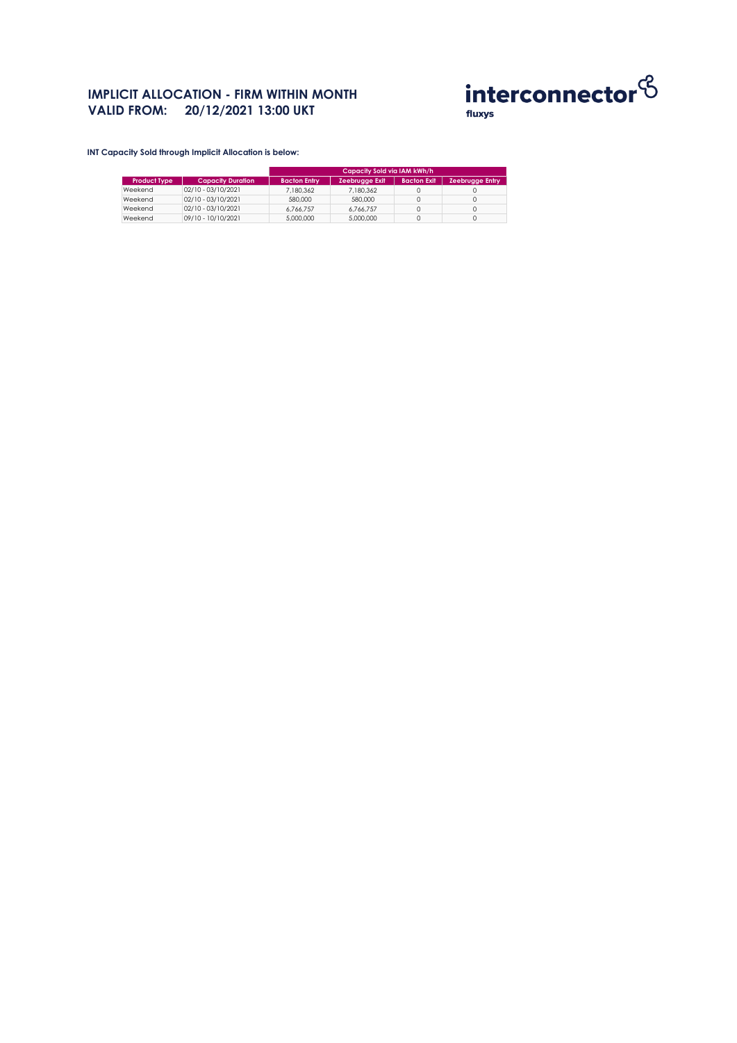# IMPLICIT ALLOCATION - FIRM WITHIN MONTH
# VALID FROM: 20/12/2021 13:00 UKT

interconnector
fluxys

**INT Capacity Sold through Implicit Allocation is below:**

| | | Capacity Sold via IAM kWh/h | | | |
|---|---|---|---|---|---|
| **Product Type** | **Capacity Duration** | **Bacton Entry** | **Zeebrugge Exit** | **Bacton Exit** | **Zeebrugge Entry** |
| Weekend | 02/10 - 03/10/2021 | 7,180,362 | 7,180,362 | 0 | 0 |
| Weekend | 02/10 - 03/10/2021 | 580,000 | 580,000 | 0 | 0 |
| Weekend | 02/10 - 03/10/2021 | 6,766,757 | 6,766,757 | 0 | 0 |
| Weekend | 09/10 - 10/10/2021 | 5,000,000 | 5,000,000 | 0 | 0 |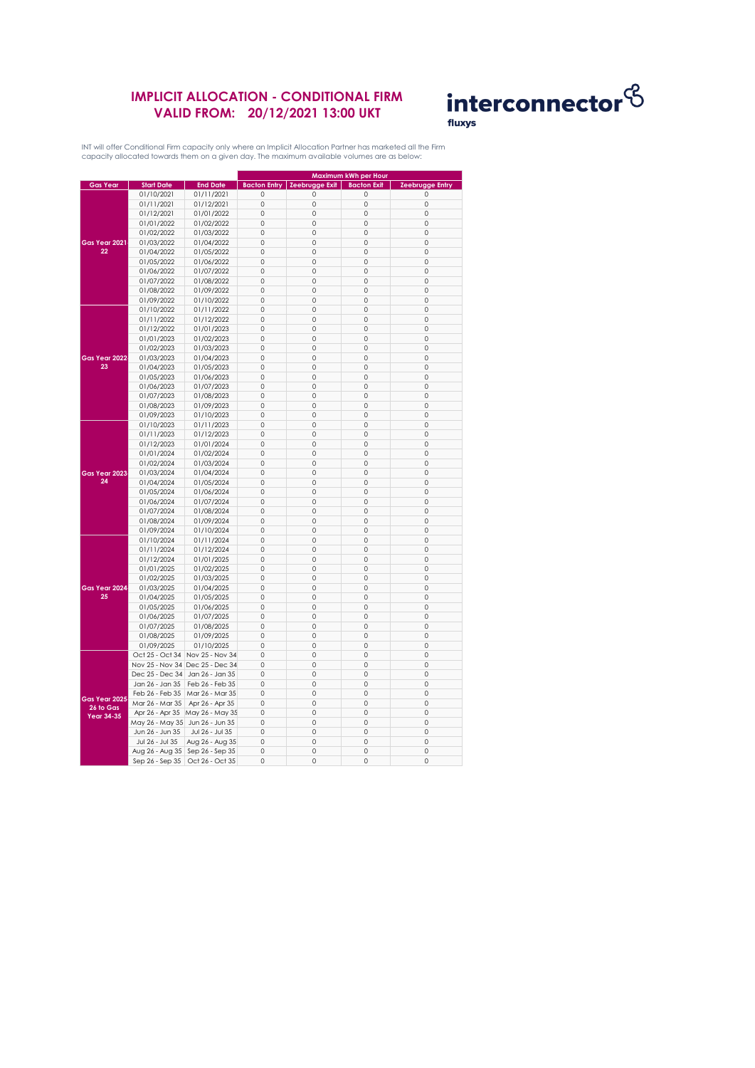# IMPLICIT ALLOCATION - CONDITIONAL FIRM
## VALID FROM: 20/12/2021 13:00 UKT

interconnector fluxys

INT will offer Conditional Firm capacity only where an Implicit Allocation Partner has marketed all the Firm capacity allocated towards them on a given day. The maximum available volumes are as below:

| Gas Year | Start Date | End Date | Maximum kWh per Hour | | | |
|---|---|---|---|---|---|---|
| | | | Bacton Entry | Zeebrugge Exit | Bacton Exit | Zeebrugge Entry |
| Gas Year 2021-22 | 01/10/2021 | 01/11/2021 | 0 | 0 | 0 | 0 |
| | 01/11/2021 | 01/12/2021 | 0 | 0 | 0 | 0 |
| | 01/12/2021 | 01/01/2022 | 0 | 0 | 0 | 0 |
| | 01/01/2022 | 01/02/2022 | 0 | 0 | 0 | 0 |
| | 01/02/2022 | 01/03/2022 | 0 | 0 | 0 | 0 |
| | 01/03/2022 | 01/04/2022 | 0 | 0 | 0 | 0 |
| | 01/04/2022 | 01/05/2022 | 0 | 0 | 0 | 0 |
| | 01/05/2022 | 01/06/2022 | 0 | 0 | 0 | 0 |
| | 01/06/2022 | 01/07/2022 | 0 | 0 | 0 | 0 |
| | 01/07/2022 | 01/08/2022 | 0 | 0 | 0 | 0 |
| | 01/08/2022 | 01/09/2022 | 0 | 0 | 0 | 0 |
| | 01/09/2022 | 01/10/2022 | 0 | 0 | 0 | 0 |
| Gas Year 2022-23 | 01/10/2022 | 01/11/2022 | 0 | 0 | 0 | 0 |
| | 01/11/2022 | 01/12/2022 | 0 | 0 | 0 | 0 |
| | 01/12/2022 | 01/01/2023 | 0 | 0 | 0 | 0 |
| | 01/01/2023 | 01/02/2023 | 0 | 0 | 0 | 0 |
| | 01/02/2023 | 01/03/2023 | 0 | 0 | 0 | 0 |
| | 01/03/2023 | 01/04/2023 | 0 | 0 | 0 | 0 |
| | 01/04/2023 | 01/05/2023 | 0 | 0 | 0 | 0 |
| | 01/05/2023 | 01/06/2023 | 0 | 0 | 0 | 0 |
| | 01/06/2023 | 01/07/2023 | 0 | 0 | 0 | 0 |
| | 01/07/2023 | 01/08/2023 | 0 | 0 | 0 | 0 |
| | 01/08/2023 | 01/09/2023 | 0 | 0 | 0 | 0 |
| | 01/09/2023 | 01/10/2023 | 0 | 0 | 0 | 0 |
| Gas Year 2023-24 | 01/10/2023 | 01/11/2023 | 0 | 0 | 0 | 0 |
| | 01/11/2023 | 01/12/2023 | 0 | 0 | 0 | 0 |
| | 01/12/2023 | 01/01/2024 | 0 | 0 | 0 | 0 |
| | 01/01/2024 | 01/02/2024 | 0 | 0 | 0 | 0 |
| | 01/02/2024 | 01/03/2024 | 0 | 0 | 0 | 0 |
| | 01/03/2024 | 01/04/2024 | 0 | 0 | 0 | 0 |
| | 01/04/2024 | 01/05/2024 | 0 | 0 | 0 | 0 |
| | 01/05/2024 | 01/06/2024 | 0 | 0 | 0 | 0 |
| | 01/06/2024 | 01/07/2024 | 0 | 0 | 0 | 0 |
| | 01/07/2024 | 01/08/2024 | 0 | 0 | 0 | 0 |
| | 01/08/2024 | 01/09/2024 | 0 | 0 | 0 | 0 |
| | 01/09/2024 | 01/10/2024 | 0 | 0 | 0 | 0 |
| Gas Year 2024-25 | 01/10/2024 | 01/11/2024 | 0 | 0 | 0 | 0 |
| | 01/11/2024 | 01/12/2024 | 0 | 0 | 0 | 0 |
| | 01/12/2024 | 01/01/2025 | 0 | 0 | 0 | 0 |
| | 01/01/2025 | 01/02/2025 | 0 | 0 | 0 | 0 |
| | 01/02/2025 | 01/03/2025 | 0 | 0 | 0 | 0 |
| | 01/03/2025 | 01/04/2025 | 0 | 0 | 0 | 0 |
| | 01/04/2025 | 01/05/2025 | 0 | 0 | 0 | 0 |
| | 01/05/2025 | 01/06/2025 | 0 | 0 | 0 | 0 |
| | 01/06/2025 | 01/07/2025 | 0 | 0 | 0 | 0 |
| | 01/07/2025 | 01/08/2025 | 0 | 0 | 0 | 0 |
| | 01/08/2025 | 01/09/2025 | 0 | 0 | 0 | 0 |
| | 01/09/2025 | 01/10/2025 | 0 | 0 | 0 | 0 |
| Gas Year 2025-26 to Gas Year 34-35 | Oct 25 - Oct 34 | Nov 25 - Nov 34 | 0 | 0 | 0 | 0 |
| | Nov 25 - Nov 34 | Dec 25 - Dec 34 | 0 | 0 | 0 | 0 |
| | Dec 25 - Dec 34 | Jan 26 - Jan 35 | 0 | 0 | 0 | 0 |
| | Jan 26 - Jan 35 | Feb 26 - Feb 35 | 0 | 0 | 0 | 0 |
| | Feb 26 - Feb 35 | Mar 26 - Mar 35 | 0 | 0 | 0 | 0 |
| | Mar 26 - Mar 35 | Apr 26 - Apr 35 | 0 | 0 | 0 | 0 |
| | Apr 26 - Apr 35 | May 26 - May 35 | 0 | 0 | 0 | 0 |
| | May 26 - May 35 | Jun 26 - Jun 35 | 0 | 0 | 0 | 0 |
| | Jun 26 - Jun 35 | Jul 26 - Jul 35 | 0 | 0 | 0 | 0 |
| | Jul 26 - Jul 35 | Aug 26 - Aug 35 | 0 | 0 | 0 | 0 |
| | Aug 26 - Aug 35 | Sep 26 - Sep 35 | 0 | 0 | 0 | 0 |
| | Sep 26 - Sep 35 | Oct 26 - Oct 35 | 0 | 0 | 0 | 0 |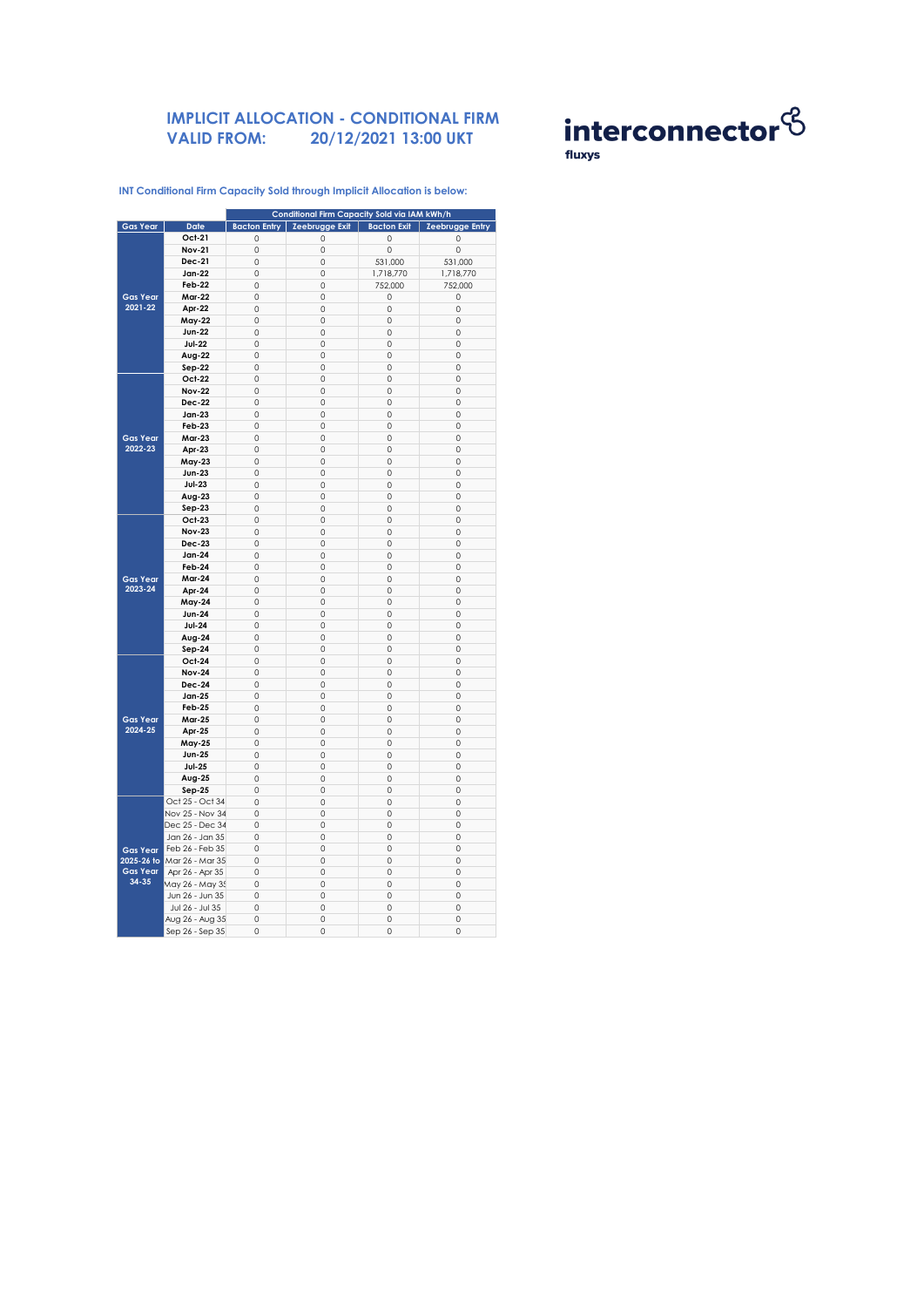# IMPLICIT ALLOCATION - CONDITIONAL FIRM
# VALID FROM: 20/12/2021 13:00 UKT

interconnector fluxys

INT Conditional Firm Capacity Sold through Implicit Allocation is below:

| | | Conditional Firm Capacity Sold via IAM kWh/h | | | |
|---|---|---|---|---|---|
| Gas Year | Date | Bacton Entry | Zeebrugge Exit | Bacton Exit | Zeebrugge Entry |
| Gas Year 2021-22 | Oct-21 | 0 | 0 | 0 | 0 |
| | Nov-21 | 0 | 0 | 0 | 0 |
| | Dec-21 | 0 | 0 | 531,000 | 531,000 |
| | Jan-22 | 0 | 0 | 1,718,770 | 1,718,770 |
| | Feb-22 | 0 | 0 | 752,000 | 752,000 |
| | Mar-22 | 0 | 0 | 0 | 0 |
| | Apr-22 | 0 | 0 | 0 | 0 |
| | May-22 | 0 | 0 | 0 | 0 |
| | Jun-22 | 0 | 0 | 0 | 0 |
| | Jul-22 | 0 | 0 | 0 | 0 |
| | Aug-22 | 0 | 0 | 0 | 0 |
| | Sep-22 | 0 | 0 | 0 | 0 |
| Gas Year 2022-23 | Oct-22 | 0 | 0 | 0 | 0 |
| | Nov-22 | 0 | 0 | 0 | 0 |
| | Dec-22 | 0 | 0 | 0 | 0 |
| | Jan-23 | 0 | 0 | 0 | 0 |
| | Feb-23 | 0 | 0 | 0 | 0 |
| | Mar-23 | 0 | 0 | 0 | 0 |
| | Apr-23 | 0 | 0 | 0 | 0 |
| | May-23 | 0 | 0 | 0 | 0 |
| | Jun-23 | 0 | 0 | 0 | 0 |
| | Jul-23 | 0 | 0 | 0 | 0 |
| | Aug-23 | 0 | 0 | 0 | 0 |
| | Sep-23 | 0 | 0 | 0 | 0 |
| Gas Year 2023-24 | Oct-23 | 0 | 0 | 0 | 0 |
| | Nov-23 | 0 | 0 | 0 | 0 |
| | Dec-23 | 0 | 0 | 0 | 0 |
| | Jan-24 | 0 | 0 | 0 | 0 |
| | Feb-24 | 0 | 0 | 0 | 0 |
| | Mar-24 | 0 | 0 | 0 | 0 |
| | Apr-24 | 0 | 0 | 0 | 0 |
| | May-24 | 0 | 0 | 0 | 0 |
| | Jun-24 | 0 | 0 | 0 | 0 |
| | Jul-24 | 0 | 0 | 0 | 0 |
| | Aug-24 | 0 | 0 | 0 | 0 |
| | Sep-24 | 0 | 0 | 0 | 0 |
| Gas Year 2024-25 | Oct-24 | 0 | 0 | 0 | 0 |
| | Nov-24 | 0 | 0 | 0 | 0 |
| | Dec-24 | 0 | 0 | 0 | 0 |
| | Jan-25 | 0 | 0 | 0 | 0 |
| | Feb-25 | 0 | 0 | 0 | 0 |
| | Mar-25 | 0 | 0 | 0 | 0 |
| | Apr-25 | 0 | 0 | 0 | 0 |
| | May-25 | 0 | 0 | 0 | 0 |
| | Jun-25 | 0 | 0 | 0 | 0 |
| | Jul-25 | 0 | 0 | 0 | 0 |
| | Aug-25 | 0 | 0 | 0 | 0 |
| | Sep-25 | 0 | 0 | 0 | 0 |
| Gas Year 2025-26 to Gas Year 34-35 | Oct 25 - Oct 34 | 0 | 0 | 0 | 0 |
| | Nov 25 - Nov 34 | 0 | 0 | 0 | 0 |
| | Dec 25 - Dec 34 | 0 | 0 | 0 | 0 |
| | Jan 26 - Jan 35 | 0 | 0 | 0 | 0 |
| | Feb 26 - Feb 35 | 0 | 0 | 0 | 0 |
| | Mar 26 - Mar 35 | 0 | 0 | 0 | 0 |
| | Apr 26 - Apr 35 | 0 | 0 | 0 | 0 |
| | May 26 - May 35 | 0 | 0 | 0 | 0 |
| | Jun 26 - Jun 35 | 0 | 0 | 0 | 0 |
| | Jul 26 - Jul 35 | 0 | 0 | 0 | 0 |
| | Aug 26 - Aug 35 | 0 | 0 | 0 | 0 |
| | Sep 26 - Sep 35 | 0 | 0 | 0 | 0 |